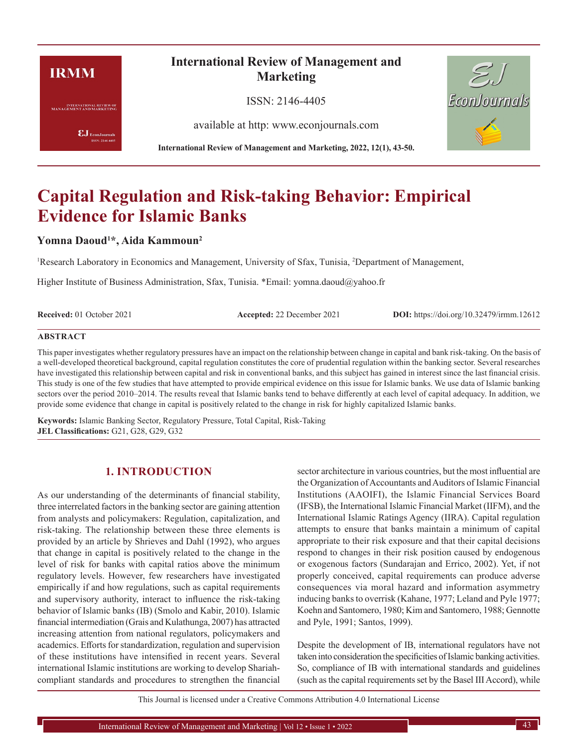# Capital Regulation and Risk-taking Behavior: Empirical Evidence for Islamic Banks

**Yomna Daoud[1]*, Aida Kammoun[2]**

[1]Research Laboratory in Economics and Management, University of Sfax, Tunisia, [2]Department of Management, Higher Institute of Business Administration, Sfax, Tunisia. *Email: yomna.daoud@yahoo.fr

**Received:** 01 October 2021 **Accepted:** 22 December 2021 **DOI:** https://doi.org/10.32479/irmm.12612

## ABSTRACT

This paper investigates whether regulatory pressures have an impact on the relationship between change in capital and bank risk-taking. On the basis of a well-developed theoretical background, capital regulation constitutes the core of prudential regulation within the banking sector. Several researches have investigated this relationship between capital and risk in conventional banks, and this subject has gained in interest since the last financial crisis. This study is one of the few studies that have attempted to provide empirical evidence on this issue for Islamic banks. We use data of Islamic banking sectors over the period 2010–2014. The results reveal that Islamic banks tend to behave differently at each level of capital adequacy. In addition, we provide some evidence that change in capital is positively related to the change in risk for highly capitalized Islamic banks.

**Keywords:** Islamic Banking Sector, Regulatory Pressure, Total Capital, Risk-Taking
**JEL Classifications:** G21, G28, G29, G32

## 1. INTRODUCTION

As our understanding of the determinants of financial stability, three interrelated factors in the banking sector are gaining attention from analysts and policymakers: Regulation, capitalization, and risk-taking. The relationship between these three elements is provided by an article by Shrieves and Dahl (1992), who argues that change in capital is positively related to the change in the level of risk for banks with capital ratios above the minimum regulatory levels. However, few researchers have investigated empirically if and how regulations, such as capital requirements and supervisory authority, interact to influence the risk-taking behavior of Islamic banks (IB) (Smolo and Kabir, 2010). Islamic financial intermediation (Grais and Kulathunga, 2007) has attracted increasing attention from national regulators, policymakers and academics. Efforts for standardization, regulation and supervision of these institutions have intensified in recent years. Several international Islamic institutions are working to develop Shariah-compliant standards and procedures to strengthen the financial sector architecture in various countries, but the most influential are the Organization of Accountants and Auditors of Islamic Financial Institutions (AAOIFI), the Islamic Financial Services Board (IFSB), the International Islamic Financial Market (IIFM), and the International Islamic Ratings Agency (IIRA). Capital regulation attempts to ensure that banks maintain a minimum of capital appropriate to their risk exposure and that their capital decisions respond to changes in their risk position caused by endogenous or exogenous factors (Sundarajan and Errico, 2002). Yet, if not properly conceived, capital requirements can produce adverse consequences via moral hazard and information asymmetry inducing banks to overrisk (Kahane, 1977; Leland and Pyle 1977; Koehn and Santomero, 1980; Kim and Santomero, 1988; Gennotte and Pyle, 1991; Santos, 1999).

Despite the development of IB, international regulators have not taken into consideration the specificities of Islamic banking activities. So, compliance of IB with international standards and guidelines (such as the capital requirements set by the Basel III Accord), while

This Journal is licensed under a Creative Commons Attribution 4.0 International License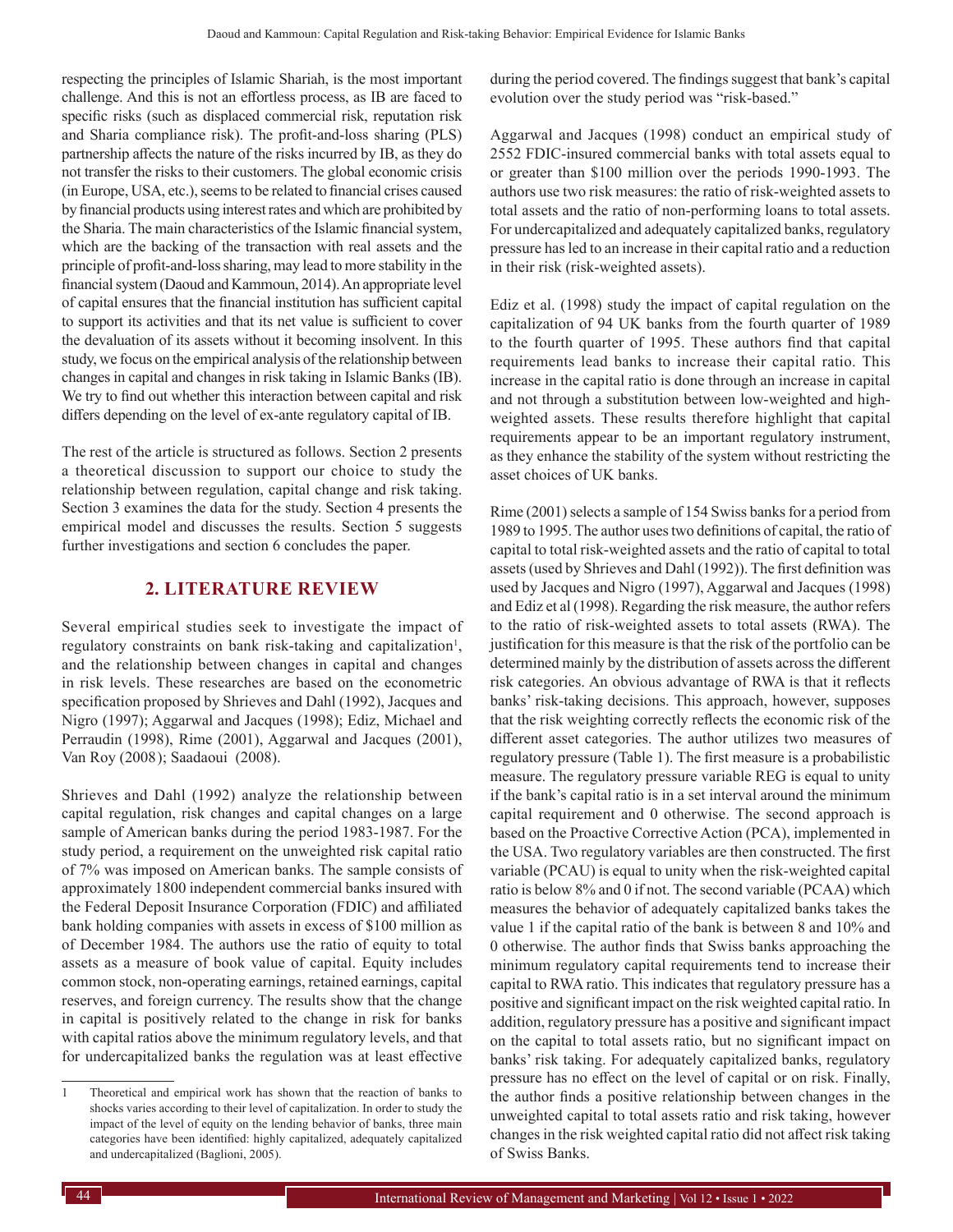respecting the principles of Islamic Shariah, is the most important challenge. And this is not an effortless process, as IB are faced to specific risks (such as displaced commercial risk, reputation risk and Sharia compliance risk). The profit-and-loss sharing (PLS) partnership affects the nature of the risks incurred by IB, as they do not transfer the risks to their customers. The global economic crisis (in Europe, USA, etc.), seems to be related to financial crises caused by financial products using interest rates and which are prohibited by the Sharia. The main characteristics of the Islamic financial system, which are the backing of the transaction with real assets and the principle of profit-and-loss sharing, may lead to more stability in the financial system (Daoud and Kammoun, 2014). An appropriate level of capital ensures that the financial institution has sufficient capital to support its activities and that its net value is sufficient to cover the devaluation of its assets without it becoming insolvent. In this study, we focus on the empirical analysis of the relationship between changes in capital and changes in risk taking in Islamic Banks (IB). We try to find out whether this interaction between capital and risk differs depending on the level of ex-ante regulatory capital of IB.

The rest of the article is structured as follows. Section 2 presents a theoretical discussion to support our choice to study the relationship between regulation, capital change and risk taking. Section 3 examines the data for the study. Section 4 presents the empirical model and discusses the results. Section 5 suggests further investigations and section 6 concludes the paper.

## 2. LITERATURE REVIEW

Several empirical studies seek to investigate the impact of regulatory constraints on bank risk-taking and capitalization[1], and the relationship between changes in capital and changes in risk levels. These researches are based on the econometric specification proposed by Shrieves and Dahl (1992), Jacques and Nigro (1997); Aggarwal and Jacques (1998); Ediz, Michael and Perraudin (1998), Rime (2001), Aggarwal and Jacques (2001), Van Roy (2008); Saadaoui (2008).

Shrieves and Dahl (1992) analyze the relationship between capital regulation, risk changes and capital changes on a large sample of American banks during the period 1983-1987. For the study period, a requirement on the unweighted risk capital ratio of 7% was imposed on American banks. The sample consists of approximately 1800 independent commercial banks insured with the Federal Deposit Insurance Corporation (FDIC) and affiliated bank holding companies with assets in excess of $100 million as of December 1984. The authors use the ratio of equity to total assets as a measure of book value of capital. Equity includes common stock, non-operating earnings, retained earnings, capital reserves, and foreign currency. The results show that the change in capital is positively related to the change in risk for banks with capital ratios above the minimum regulatory levels, and that for undercapitalized banks the regulation was at least effective during the period covered. The findings suggest that bank's capital evolution over the study period was "risk-based."

Aggarwal and Jacques (1998) conduct an empirical study of 2552 FDIC-insured commercial banks with total assets equal to or greater than $100 million over the periods 1990-1993. The authors use two risk measures: the ratio of risk-weighted assets to total assets and the ratio of non-performing loans to total assets. For undercapitalized and adequately capitalized banks, regulatory pressure has led to an increase in their capital ratio and a reduction in their risk (risk-weighted assets).

Ediz et al. (1998) study the impact of capital regulation on the capitalization of 94 UK banks from the fourth quarter of 1989 to the fourth quarter of 1995. These authors find that capital requirements lead banks to increase their capital ratio. This increase in the capital ratio is done through an increase in capital and not through a substitution between low-weighted and high-weighted assets. These results therefore highlight that capital requirements appear to be an important regulatory instrument, as they enhance the stability of the system without restricting the asset choices of UK banks.

Rime (2001) selects a sample of 154 Swiss banks for a period from 1989 to 1995. The author uses two definitions of capital, the ratio of capital to total risk-weighted assets and the ratio of capital to total assets (used by Shrieves and Dahl (1992)). The first definition was used by Jacques and Nigro (1997), Aggarwal and Jacques (1998) and Ediz et al (1998). Regarding the risk measure, the author refers to the ratio of risk-weighted assets to total assets (RWA). The justification for this measure is that the risk of the portfolio can be determined mainly by the distribution of assets across the different risk categories. An obvious advantage of RWA is that it reflects banks' risk-taking decisions. This approach, however, supposes that the risk weighting correctly reflects the economic risk of the different asset categories. The author utilizes two measures of regulatory pressure (Table 1). The first measure is a probabilistic measure. The regulatory pressure variable REG is equal to unity if the bank's capital ratio is in a set interval around the minimum capital requirement and 0 otherwise. The second approach is based on the Proactive Corrective Action (PCA), implemented in the USA. Two regulatory variables are then constructed. The first variable (PCAU) is equal to unity when the risk-weighted capital ratio is below 8% and 0 if not. The second variable (PCAA) which measures the behavior of adequately capitalized banks takes the value 1 if the capital ratio of the bank is between 8 and 10% and 0 otherwise. The author finds that Swiss banks approaching the minimum regulatory capital requirements tend to increase their capital to RWA ratio. This indicates that regulatory pressure has a positive and significant impact on the risk weighted capital ratio. In addition, regulatory pressure has a positive and significant impact on the capital to total assets ratio, but no significant impact on banks' risk taking. For adequately capitalized banks, regulatory pressure has no effect on the level of capital or on risk. Finally, the author finds a positive relationship between changes in the unweighted capital to total assets ratio and risk taking, however changes in the risk weighted capital ratio did not affect risk taking of Swiss Banks.

[1] Theoretical and empirical work has shown that the reaction of banks to shocks varies according to their level of capitalization. In order to study the impact of the level of equity on the lending behavior of banks, three main categories have been identified: highly capitalized, adequately capitalized and undercapitalized (Baglioni, 2005).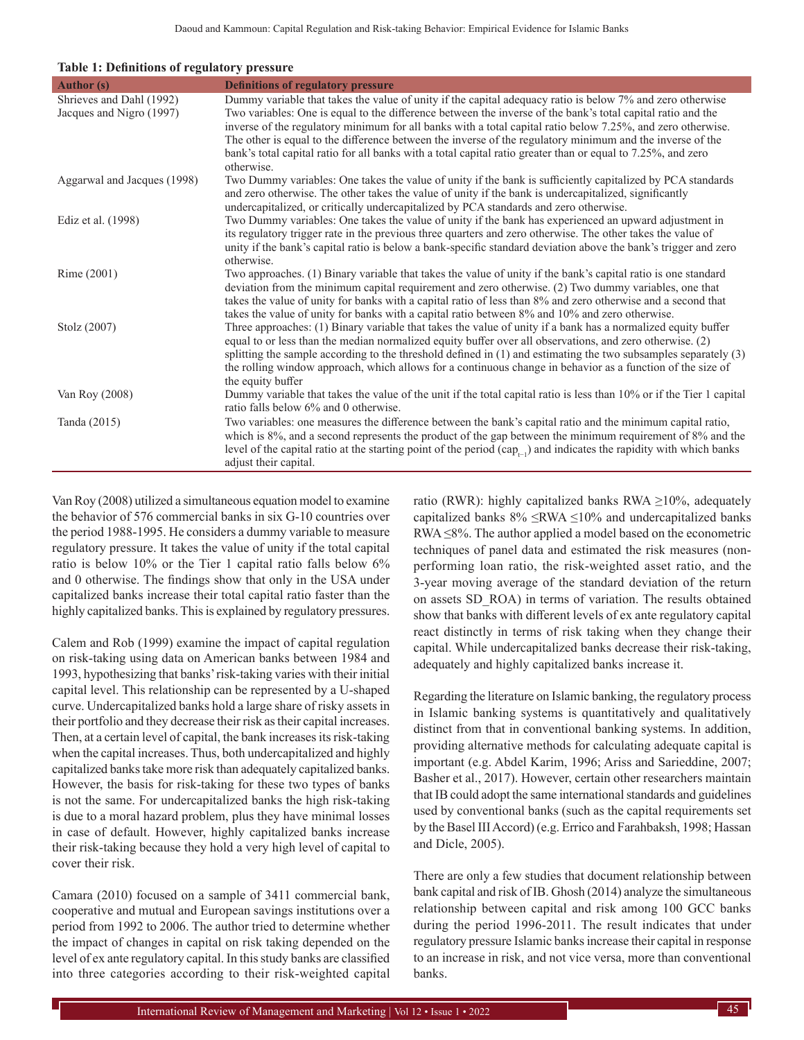**Table 1: Definitions of regulatory pressure**

| Author (s) | Definitions of regulatory pressure |
|---|---|
| Shrieves and Dahl (1992) | Dummy variable that takes the value of unity if the capital adequacy ratio is below 7% and zero otherwise |
| Jacques and Nigro (1997) | Two variables: One is equal to the difference between the inverse of the bank's total capital ratio and the inverse of the regulatory minimum for all banks with a total capital ratio below 7.25%, and zero otherwise. The other is equal to the difference between the inverse of the regulatory minimum and the inverse of the bank's total capital ratio for all banks with a total capital ratio greater than or equal to 7.25%, and zero otherwise. |
| Aggarwal and Jacques (1998) | Two Dummy variables: One takes the value of unity if the bank is sufficiently capitalized by PCA standards and zero otherwise. The other takes the value of unity if the bank is undercapitalized, significantly undercapitalized, or critically undercapitalized by PCA standards and zero otherwise. |
| Ediz et al. (1998) | Two Dummy variables: One takes the value of unity if the bank has experienced an upward adjustment in its regulatory trigger rate in the previous three quarters and zero otherwise. The other takes the value of unity if the bank's capital ratio is below a bank-specific standard deviation above the bank's trigger and zero otherwise. |
| Rime (2001) | Two approaches. (1) Binary variable that takes the value of unity if the bank's capital ratio is one standard deviation from the minimum capital requirement and zero otherwise. (2) Two dummy variables, one that takes the value of unity for banks with a capital ratio of less than 8% and zero otherwise and a second that takes the value of unity for banks with a capital ratio between 8% and 10% and zero otherwise. |
| Stolz (2007) | Three approaches: (1) Binary variable that takes the value of unity if a bank has a normalized equity buffer equal to or less than the median normalized equity buffer over all observations, and zero otherwise. (2) splitting the sample according to the threshold defined in (1) and estimating the two subsamples separately (3) the rolling window approach, which allows for a continuous change in behavior as a function of the size of the equity buffer |
| Van Roy (2008) | Dummy variable that takes the value of the unit if the total capital ratio is less than 10% or if the Tier 1 capital ratio falls below 6% and 0 otherwise. |
| Tanda (2015) | Two variables: one measures the difference between the bank's capital ratio and the minimum capital ratio, which is 8%, and a second represents the product of the gap between the minimum requirement of 8% and the level of the capital ratio at the starting point of the period ($cap_{t-1}$) and indicates the rapidity with which banks adjust their capital. |

Van Roy (2008) utilized a simultaneous equation model to examine the behavior of 576 commercial banks in six G-10 countries over the period 1988-1995. He considers a dummy variable to measure regulatory pressure. It takes the value of unity if the total capital ratio is below 10% or the Tier 1 capital ratio falls below 6% and 0 otherwise. The findings show that only in the USA under capitalized banks increase their total capital ratio faster than the highly capitalized banks. This is explained by regulatory pressures.

Calem and Rob (1999) examine the impact of capital regulation on risk-taking using data on American banks between 1984 and 1993, hypothesizing that banks' risk-taking varies with their initial capital level. This relationship can be represented by a U-shaped curve. Undercapitalized banks hold a large share of risky assets in their portfolio and they decrease their risk as their capital increases. Then, at a certain level of capital, the bank increases its risk-taking when the capital increases. Thus, both undercapitalized and highly capitalized banks take more risk than adequately capitalized banks. However, the basis for risk-taking for these two types of banks is not the same. For undercapitalized banks the high risk-taking is due to a moral hazard problem, plus they have minimal losses in case of default. However, highly capitalized banks increase their risk-taking because they hold a very high level of capital to cover their risk.

Camara (2010) focused on a sample of 3411 commercial bank, cooperative and mutual and European savings institutions over a period from 1992 to 2006. The author tried to determine whether the impact of changes in capital on risk taking depended on the level of ex ante regulatory capital. In this study banks are classified into three categories according to their risk-weighted capital ratio (RWR): highly capitalized banks RWA ≥10%, adequately capitalized banks 8% ≤RWA ≤10% and undercapitalized banks RWA ≤8%. The author applied a model based on the econometric techniques of panel data and estimated the risk measures (non-performing loan ratio, the risk-weighted asset ratio, and the 3-year moving average of the standard deviation of the return on assets SD_ROA) in terms of variation. The results obtained show that banks with different levels of ex ante regulatory capital react distinctly in terms of risk taking when they change their capital. While undercapitalized banks decrease their risk-taking, adequately and highly capitalized banks increase it.

Regarding the literature on Islamic banking, the regulatory process in Islamic banking systems is quantitatively and qualitatively distinct from that in conventional banking systems. In addition, providing alternative methods for calculating adequate capital is important (e.g. Abdel Karim, 1996; Ariss and Sarieddine, 2007; Basher et al., 2017). However, certain other researchers maintain that IB could adopt the same international standards and guidelines used by conventional banks (such as the capital requirements set by the Basel III Accord) (e.g. Errico and Farahbaksh, 1998; Hassan and Dicle, 2005).

There are only a few studies that document relationship between bank capital and risk of IB. Ghosh (2014) analyze the simultaneous relationship between capital and risk among 100 GCC banks during the period 1996-2011. The result indicates that under regulatory pressure Islamic banks increase their capital in response to an increase in risk, and not vice versa, more than conventional banks.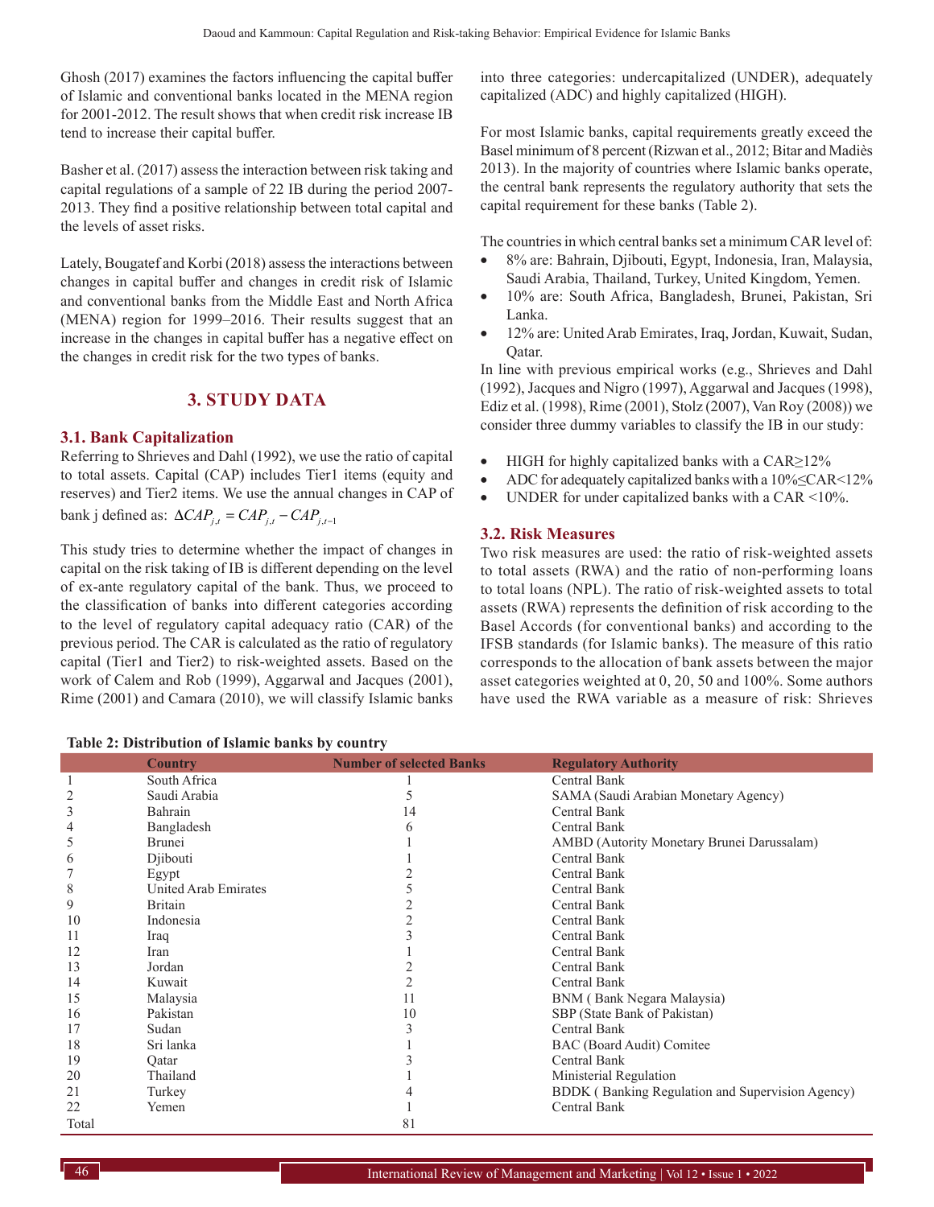Ghosh (2017) examines the factors influencing the capital buffer of Islamic and conventional banks located in the MENA region for 2001-2012. The result shows that when credit risk increase IB tend to increase their capital buffer.

Basher et al. (2017) assess the interaction between risk taking and capital regulations of a sample of 22 IB during the period 2007-2013. They find a positive relationship between total capital and the levels of asset risks.

Lately, Bougatef and Korbi (2018) assess the interactions between changes in capital buffer and changes in credit risk of Islamic and conventional banks from the Middle East and North Africa (MENA) region for 1999–2016. Their results suggest that an increase in the changes in capital buffer has a negative effect on the changes in credit risk for the two types of banks.

## 3. STUDY DATA

### 3.1. Bank Capitalization

Referring to Shrieves and Dahl (1992), we use the ratio of capital to total assets. Capital (CAP) includes Tier1 items (equity and reserves) and Tier2 items. We use the annual changes in CAP of bank j defined as: $\Delta CAP_{j,t} = CAP_{j,t} - CAP_{j,t-1}$

This study tries to determine whether the impact of changes in capital on the risk taking of IB is different depending on the level of ex-ante regulatory capital of the bank. Thus, we proceed to the classification of banks into different categories according to the level of regulatory capital adequacy ratio (CAR) of the previous period. The CAR is calculated as the ratio of regulatory capital (Tier1 and Tier2) to risk-weighted assets. Based on the work of Calem and Rob (1999), Aggarwal and Jacques (2001), Rime (2001) and Camara (2010), we will classify Islamic banks into three categories: undercapitalized (UNDER), adequately capitalized (ADC) and highly capitalized (HIGH).

For most Islamic banks, capital requirements greatly exceed the Basel minimum of 8 percent (Rizwan et al., 2012; Bitar and Madiès 2013). In the majority of countries where Islamic banks operate, the central bank represents the regulatory authority that sets the capital requirement for these banks (Table 2).

The countries in which central banks set a minimum CAR level of:

- 8% are: Bahrain, Djibouti, Egypt, Indonesia, Iran, Malaysia, Saudi Arabia, Thailand, Turkey, United Kingdom, Yemen.
- 10% are: South Africa, Bangladesh, Brunei, Pakistan, Sri Lanka.
- 12% are: United Arab Emirates, Iraq, Jordan, Kuwait, Sudan, Qatar.

In line with previous empirical works (e.g., Shrieves and Dahl (1992), Jacques and Nigro (1997), Aggarwal and Jacques (1998), Ediz et al. (1998), Rime (2001), Stolz (2007), Van Roy (2008)) we consider three dummy variables to classify the IB in our study:

- HIGH for highly capitalized banks with a CAR≥12%
- ADC for adequately capitalized banks with a 10%≤CAR<12%
- UNDER for under capitalized banks with a CAR <10%.

### 3.2. Risk Measures

Two risk measures are used: the ratio of risk-weighted assets to total assets (RWA) and the ratio of non-performing loans to total loans (NPL). The ratio of risk-weighted assets to total assets (RWA) represents the definition of risk according to the Basel Accords (for conventional banks) and according to the IFSB standards (for Islamic banks). The measure of this ratio corresponds to the allocation of bank assets between the major asset categories weighted at 0, 20, 50 and 100%. Some authors have used the RWA variable as a measure of risk: Shrieves

**Table 2: Distribution of Islamic banks by country**

| | Country | Number of selected Banks | Regulatory Authority |
|---|---|---|---|
| 1 | South Africa | 1 | Central Bank |
| 2 | Saudi Arabia | 5 | SAMA (Saudi Arabian Monetary Agency) |
| 3 | Bahrain | 14 | Central Bank |
| 4 | Bangladesh | 6 | Central Bank |
| 5 | Brunei | 1 | AMBD (Autority Monetary Brunei Darussalam) |
| 6 | Djibouti | 1 | Central Bank |
| 7 | Egypt | 2 | Central Bank |
| 8 | United Arab Emirates | 5 | Central Bank |
| 9 | Britain | 2 | Central Bank |
| 10 | Indonesia | 2 | Central Bank |
| 11 | Iraq | 3 | Central Bank |
| 12 | Iran | 1 | Central Bank |
| 13 | Jordan | 2 | Central Bank |
| 14 | Kuwait | 2 | Central Bank |
| 15 | Malaysia | 11 | BNM ( Bank Negara Malaysia) |
| 16 | Pakistan | 10 | SBP (State Bank of Pakistan) |
| 17 | Sudan | 3 | Central Bank |
| 18 | Sri lanka | 1 | BAC (Board Audit) Comitee |
| 19 | Qatar | 3 | Central Bank |
| 20 | Thailand | 1 | Ministerial Regulation |
| 21 | Turkey | 4 | BDDK ( Banking Regulation and Supervision Agency) |
| 22 | Yemen | 1 | Central Bank |
| Total | | 81 | |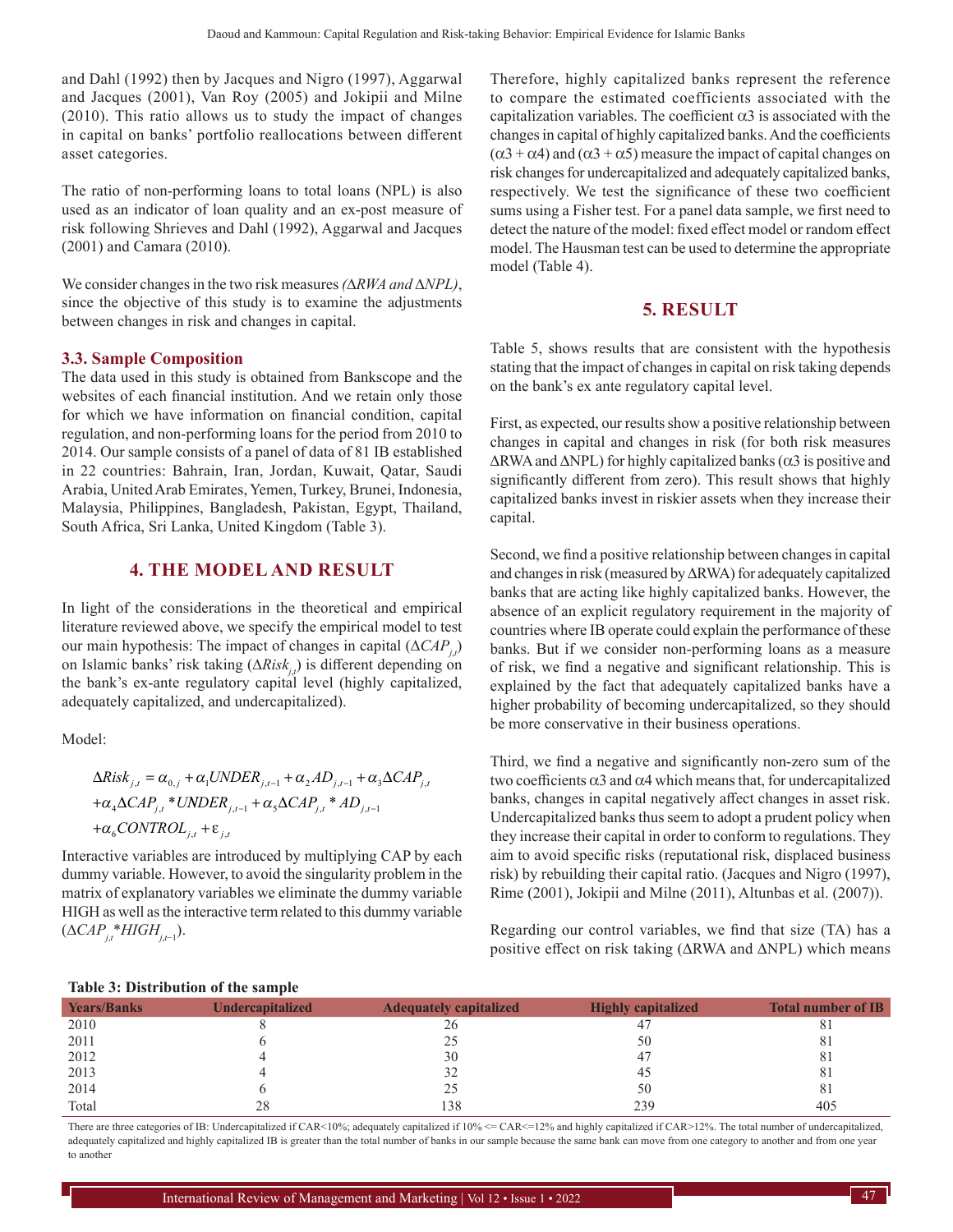and Dahl (1992) then by Jacques and Nigro (1997), Aggarwal and Jacques (2001), Van Roy (2005) and Jokipii and Milne (2010). This ratio allows us to study the impact of changes in capital on banks' portfolio reallocations between different asset categories.

The ratio of non-performing loans to total loans (NPL) is also used as an indicator of loan quality and an ex-post measure of risk following Shrieves and Dahl (1992), Aggarwal and Jacques (2001) and Camara (2010).

We consider changes in the two risk measures *(ΔRWA and ΔNPL)*, since the objective of this study is to examine the adjustments between changes in risk and changes in capital.

### 3.3. Sample Composition

The data used in this study is obtained from Bankscope and the websites of each financial institution. And we retain only those for which we have information on financial condition, capital regulation, and non-performing loans for the period from 2010 to 2014. Our sample consists of a panel of data of 81 IB established in 22 countries: Bahrain, Iran, Jordan, Kuwait, Qatar, Saudi Arabia, United Arab Emirates, Yemen, Turkey, Brunei, Indonesia, Malaysia, Philippines, Bangladesh, Pakistan, Egypt, Thailand, South Africa, Sri Lanka, United Kingdom (Table 3).

## 4. THE MODEL AND RESULT

In light of the considerations in the theoretical and empirical literature reviewed above, we specify the empirical model to test our main hypothesis: The impact of changes in capital ($\Delta CAP_{j,t}$) on Islamic banks' risk taking ($\Delta Risk_{j,t}$) is different depending on the bank's ex-ante regulatory capital level (highly capitalized, adequately capitalized, and undercapitalized).

Model:

$$
\begin{aligned}
\Delta Risk_{j,t} &= \alpha_{0,j} + \alpha_1 UNDER_{j,t-1} + \alpha_2 AD_{j,t-1} + \alpha_3 \Delta CAP_{j,t} \\
&+ \alpha_4 \Delta CAP_{j,t} * UNDER_{j,t-1} + \alpha_5 \Delta CAP_{j,t} * AD_{j,t-1} \\
&+ \alpha_6 CONTROL_{j,t} + \varepsilon_{j,t}
\end{aligned}
$$

Interactive variables are introduced by multiplying CAP by each dummy variable. However, to avoid the singularity problem in the matrix of explanatory variables we eliminate the dummy variable HIGH as well as the interactive term related to this dummy variable ($\Delta CAP_{j,t} * HIGH_{j,t-1}$).

Therefore, highly capitalized banks represent the reference to compare the estimated coefficients associated with the capitalization variables. The coefficient $\alpha 3$ is associated with the changes in capital of highly capitalized banks. And the coefficients ($\alpha 3 + \alpha 4$) and ($\alpha 3 + \alpha 5$) measure the impact of capital changes on risk changes for undercapitalized and adequately capitalized banks, respectively. We test the significance of these two coefficient sums using a Fisher test. For a panel data sample, we first need to detect the nature of the model: fixed effect model or random effect model. The Hausman test can be used to determine the appropriate model (Table 4).

## 5. RESULT

Table 5, shows results that are consistent with the hypothesis stating that the impact of changes in capital on risk taking depends on the bank's ex ante regulatory capital level.

First, as expected, our results show a positive relationship between changes in capital and changes in risk (for both risk measures ΔRWA and ΔNPL) for highly capitalized banks ($\alpha 3$ is positive and significantly different from zero). This result shows that highly capitalized banks invest in riskier assets when they increase their capital.

Second, we find a positive relationship between changes in capital and changes in risk (measured by ΔRWA) for adequately capitalized banks that are acting like highly capitalized banks. However, the absence of an explicit regulatory requirement in the majority of countries where IB operate could explain the performance of these banks. But if we consider non-performing loans as a measure of risk, we find a negative and significant relationship. This is explained by the fact that adequately capitalized banks have a higher probability of becoming undercapitalized, so they should be more conservative in their business operations.

Third, we find a negative and significantly non-zero sum of the two coefficients $\alpha 3$ and $\alpha 4$ which means that, for undercapitalized banks, changes in capital negatively affect changes in asset risk. Undercapitalized banks thus seem to adopt a prudent policy when they increase their capital in order to conform to regulations. They aim to avoid specific risks (reputational risk, displaced business risk) by rebuilding their capital ratio. (Jacques and Nigro (1997), Rime (2001), Jokipii and Milne (2011), Altunbas et al. (2007)).

Regarding our control variables, we find that size (TA) has a positive effect on risk taking (ΔRWA and ΔNPL) which means

**Table 3: Distribution of the sample**

| Years/Banks | Undercapitalized | Adequately capitalized | Highly capitalized | Total number of IB |
|---|---|---|---|---|
| 2010 | 8 | 26 | 47 | 81 |
| 2011 | 6 | 25 | 50 | 81 |
| 2012 | 4 | 30 | 47 | 81 |
| 2013 | 4 | 32 | 45 | 81 |
| 2014 | 6 | 25 | 50 | 81 |
| Total | 28 | 138 | 239 | 405 |

There are three categories of IB: Undercapitalized if CAR<10%; adequately capitalized if 10% <= CAR<=12% and highly capitalized if CAR>12%. The total number of undercapitalized, adequately capitalized and highly capitalized IB is greater than the total number of banks in our sample because the same bank can move from one category to another and from one year to another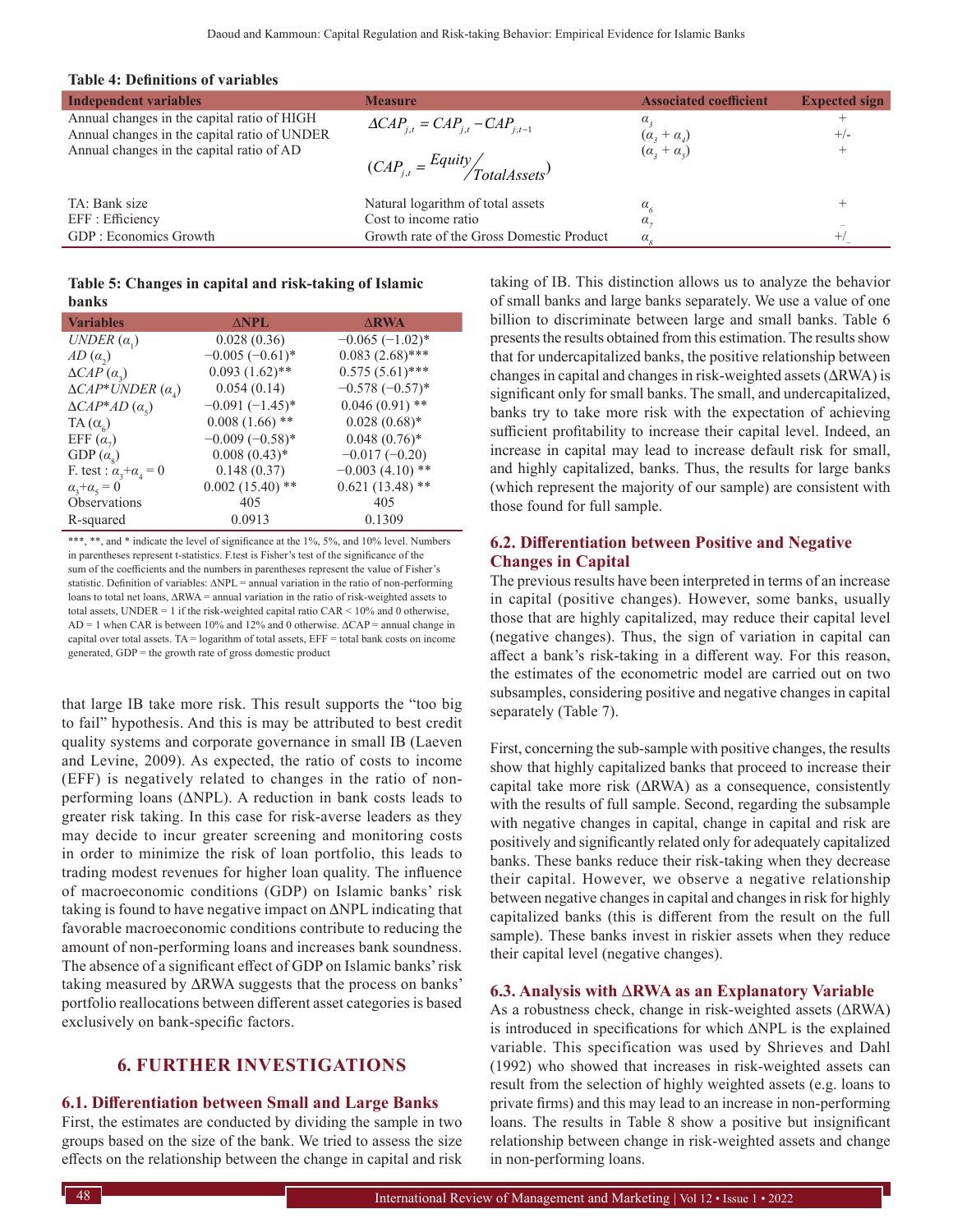**Table 4: Definitions of variables**

| Independent variables | Measure | Associated coefficient | Expected sign |
|---|---|---|---|
| Annual changes in the capital ratio of HIGH | $\Delta CAP_{j,t} = CAP_{j,t} - CAP_{j,t-1}$ | $\alpha_3$ | + |
| Annual changes in the capital ratio of UNDER | | $(\alpha_3 + \alpha_4)$ | +/- |
| Annual changes in the capital ratio of AD | $(CAP_{j,t} = Equity / TotalAssets)$ | $(\alpha_3 + \alpha_5)$ | + |
| TA: Bank size | Natural logarithm of total assets | $\alpha_6$ | + |
| EFF : Efficiency | Cost to income ratio | $\alpha_7$ | _ |
| GDP : Economics Growth | Growth rate of the Gross Domestic Product | $\alpha_8$ | +/_ |

**Table 5: Changes in capital and risk-taking of Islamic banks**

| Variables | ΔNPL | ΔRWA |
|---|---|---|
| *UNDER* ($\alpha_1$) | 0.028 (0.36) | −0.065 (−1.02)* |
| *AD* ($\alpha_2$) | −0.005 (−0.61)* | 0.083 (2.68)*** |
| *ΔCAP* ($\alpha_3$) | 0.093 (1.62)** | 0.575 (5.61)*** |
| *ΔCAP*UNDER* ($\alpha_4$) | 0.054 (0.14) | −0.578 (−0.57)* |
| *ΔCAP*AD* ($\alpha_5$) | −0.091 (−1.45)* | 0.046 (0.91) ** |
| TA ($\alpha_6$) | 0.008 (1.66) ** | 0.028 (0.68)* |
| EFF ($\alpha_7$) | −0.009 (−0.58)* | 0.048 (0.76)* |
| GDP ($\alpha_8$) | 0.008 (0.43)* | −0.017 (−0.20) |
| F. test : $\alpha_3+\alpha_4 = 0$ | 0.148 (0.37) | −0.003 (4.10) ** |
| $\alpha_3+\alpha_5 = 0$ | 0.002 (15.40) ** | 0.621 (13.48) ** |
| Observations | 405 | 405 |
| R-squared | 0.0913 | 0.1309 |

***, **, and * indicate the level of significance at the 1%, 5%, and 10% level. Numbers in parentheses represent t-statistics. F.test is Fisher's test of the significance of the sum of the coefficients and the numbers in parentheses represent the value of Fisher's statistic. Definition of variables: ΔNPL = annual variation in the ratio of non-performing loans to total net loans, ΔRWA = annual variation in the ratio of risk-weighted assets to total assets, UNDER = 1 if the risk-weighted capital ratio CAR < 10% and 0 otherwise, AD = 1 when CAR is between 10% and 12% and 0 otherwise. ΔCAP = annual change in capital over total assets. TA = logarithm of total assets, EFF = total bank costs on income generated, GDP = the growth rate of gross domestic product

that large IB take more risk. This result supports the "too big to fail" hypothesis. And this is may be attributed to best credit quality systems and corporate governance in small IB (Laeven and Levine, 2009). As expected, the ratio of costs to income (EFF) is negatively related to changes in the ratio of non-performing loans (ΔNPL). A reduction in bank costs leads to greater risk taking. In this case for risk-averse leaders as they may decide to incur greater screening and monitoring costs in order to minimize the risk of loan portfolio, this leads to trading modest revenues for higher loan quality. The influence of macroeconomic conditions (GDP) on Islamic banks' risk taking is found to have negative impact on ΔNPL indicating that favorable macroeconomic conditions contribute to reducing the amount of non-performing loans and increases bank soundness. The absence of a significant effect of GDP on Islamic banks' risk taking measured by ΔRWA suggests that the process on banks' portfolio reallocations between different asset categories is based exclusively on bank-specific factors.

## 6. FURTHER INVESTIGATIONS

### 6.1. Differentiation between Small and Large Banks

First, the estimates are conducted by dividing the sample in two groups based on the size of the bank. We tried to assess the size effects on the relationship between the change in capital and risk taking of IB. This distinction allows us to analyze the behavior of small banks and large banks separately. We use a value of one billion to discriminate between large and small banks. Table 6 presents the results obtained from this estimation. The results show that for undercapitalized banks, the positive relationship between changes in capital and changes in risk-weighted assets (ΔRWA) is significant only for small banks. The small, and undercapitalized, banks try to take more risk with the expectation of achieving sufficient profitability to increase their capital level. Indeed, an increase in capital may lead to increase default risk for small, and highly capitalized, banks. Thus, the results for large banks (which represent the majority of our sample) are consistent with those found for full sample.

### 6.2. Differentiation between Positive and Negative Changes in Capital

The previous results have been interpreted in terms of an increase in capital (positive changes). However, some banks, usually those that are highly capitalized, may reduce their capital level (negative changes). Thus, the sign of variation in capital can affect a bank's risk-taking in a different way. For this reason, the estimates of the econometric model are carried out on two subsamples, considering positive and negative changes in capital separately (Table 7).

First, concerning the sub-sample with positive changes, the results show that highly capitalized banks that proceed to increase their capital take more risk (ΔRWA) as a consequence, consistently with the results of full sample. Second, regarding the subsample with negative changes in capital, change in capital and risk are positively and significantly related only for adequately capitalized banks. These banks reduce their risk-taking when they decrease their capital. However, we observe a negative relationship between negative changes in capital and changes in risk for highly capitalized banks (this is different from the result on the full sample). These banks invest in riskier assets when they reduce their capital level (negative changes).

### 6.3. Analysis with ΔRWA as an Explanatory Variable

As a robustness check, change in risk-weighted assets (ΔRWA) is introduced in specifications for which ΔNPL is the explained variable. This specification was used by Shrieves and Dahl (1992) who showed that increases in risk-weighted assets can result from the selection of highly weighted assets (e.g. loans to private firms) and this may lead to an increase in non-performing loans. The results in Table 8 show a positive but insignificant relationship between change in risk-weighted assets and change in non-performing loans.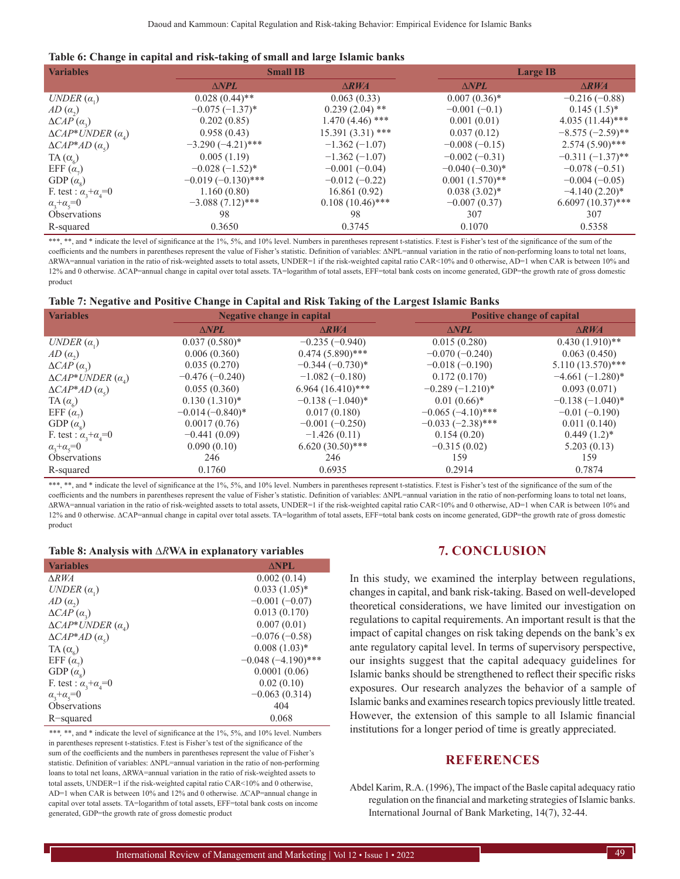**Table 6: Change in capital and risk-taking of small and large Islamic banks**

| Variables | Small IB | | Large IB | |
|---|---|---|---|---|
| | *ΔNPL* | *ΔRWA* | *ΔNPL* | *ΔRWA* |
| *UNDER* ($\alpha_1$) | 0.028 (0.44)** | 0.063 (0.33) | 0.007 (0.36)* | −0.216 (−0.88) |
| *AD* ($\alpha_2$) | −0.075 (−1.37)* | 0.239 (2.04) ** | −0.001 (−0.1) | 0.145 (1.5)* |
| *ΔCAP* ($\alpha_3$) | 0.202 (0.85) | 1.470 (4.46) *** | 0.001 (0.01) | 4.035 (11.44)*** |
| *ΔCAP*UNDER* ($\alpha_4$) | 0.958 (0.43) | 15.391 (3.31) *** | 0.037 (0.12) | −8.575 (−2.59)** |
| *ΔCAP*AD* ($\alpha_5$) | −3.290 (−4.21)*** | −1.362 (−1.07) | −0.008 (−0.15) | 2.574 (5.90)*** |
| TA ($\alpha_6$) | 0.005 (1.19) | −1.362 (−1.07) | −0.002 (−0.31) | −0.311 (−1.37)** |
| EFF ($\alpha_7$) | −0.028 (−1.52)* | −0.001 (−0.04) | −0.040 (−0.30)* | −0.078 (−0.51) |
| GDP ($\alpha_8$) | −0.019 (−0.130)*** | −0.012 (−0.22) | 0.001 (1.570)** | −0.004 (−0.05) |
| F. test : $\alpha_3+\alpha_4=0$ | 1.160 (0.80) | 16.861 (0.92) | 0.038 (3.02)* | −4.140 (2.20)* |
| $\alpha_3+\alpha_5=0$ | −3.088 (7.12)*** | 0.108 (10.46)*** | −0.007 (0.37) | 6.6097 (10.37)*** |
| Observations | 98 | 98 | 307 | 307 |
| R-squared | 0.3650 | 0.3745 | 0.1070 | 0.5358 |

***, **, and * indicate the level of significance at the 1%, 5%, and 10% level. Numbers in parentheses represent t-statistics. F.test is Fisher's test of the significance of the sum of the coefficients and the numbers in parentheses represent the value of Fisher's statistic. Definition of variables: ΔNPL=annual variation in the ratio of non-performing loans to total net loans, ΔRWA=annual variation in the ratio of risk-weighted assets to total assets, UNDER=1 if the risk-weighted capital ratio CAR<10% and 0 otherwise, AD=1 when CAR is between 10% and 12% and 0 otherwise. ΔCAP=annual change in capital over total assets. TA=logarithm of total assets, EFF=total bank costs on income generated, GDP=the growth rate of gross domestic product

**Table 7: Negative and Positive Change in Capital and Risk Taking of the Largest Islamic Banks**

| Variables | Negative change in capital | | Positive change of capital | |
|---|---|---|---|---|
| | *ΔNPL* | *ΔRWA* | *ΔNPL* | *ΔRWA* |
| *UNDER* ($\alpha_1$) | 0.037 (0.580)* | −0.235 (−0.940) | 0.015 (0.280) | 0.430 (1.910)** |
| *AD* ($\alpha_2$) | 0.006 (0.360) | 0.474 (5.890)*** | −0.070 (−0.240) | 0.063 (0.450) |
| *ΔCAP* ($\alpha_3$) | 0.035 (0.270) | −0.344 (−0.730)* | −0.018 (−0.190) | 5.110 (13.570)*** |
| *ΔCAP*UNDER* ($\alpha_4$) | −0.476 (−0.240) | −1.082 (−0.180) | 0.172 (0.170) | −4.661 (−1.280)* |
| *ΔCAP*AD* ($\alpha_5$) | 0.055 (0.360) | 6.964 (16.410)*** | −0.289 (−1.210)* | 0.093 (0.071) |
| TA ($\alpha_6$) | 0.130 (1.310)* | −0.138 (−1.040)* | 0.01 (0.66)* | −0.138 (−1.040)* |
| EFF ($\alpha_7$) | −0.014 (−0.840)* | 0.017 (0.180) | −0.065 (−4.10)*** | −0.01 (−0.190) |
| GDP ($\alpha_8$) | 0.0017 (0.76) | −0.001 (−0.250) | −0.033 (−2.38)*** | 0.011 (0.140) |
| F. test : $\alpha_3+\alpha_4=0$ | −0.441 (0.09) | −1.426 (0.11) | 0.154 (0.20) | 0.449 (1.2)* |
| $\alpha_3+\alpha_5=0$ | 0.090 (0.10) | 6.620 (30.50)*** | −0.315 (0.02) | 5.203 (0.13) |
| Observations | 246 | 246 | 159 | 159 |
| R-squared | 0.1760 | 0.6935 | 0.2914 | 0.7874 |

***, **, and * indicate the level of significance at the 1%, 5%, and 10% level. Numbers in parentheses represent t-statistics. F.test is Fisher's test of the significance of the sum of the coefficients and the numbers in parentheses represent the value of Fisher's statistic. Definition of variables: ΔNPL=annual variation in the ratio of non-performing loans to total net loans, ΔRWA=annual variation in the ratio of risk-weighted assets to total assets, UNDER=1 if the risk-weighted capital ratio CAR<10% and 0 otherwise, AD=1 when CAR is between 10% and 12% and 0 otherwise. ΔCAP=annual change in capital over total assets. TA=logarithm of total assets, EFF=total bank costs on income generated, GDP=the growth rate of gross domestic product

**Table 8: Analysis with Δ*R*WA in explanatory variables**

| Variables | ΔNPL |
|---|---|
| *ΔRWA* | 0.002 (0.14) |
| *UNDER* ($\alpha_1$) | 0.033 (1.05)* |
| *AD* ($\alpha_2$) | −0.001 (−0.07) |
| *ΔCAP* ($\alpha_3$) | 0.013 (0.170) |
| *ΔCAP*UNDER* ($\alpha_4$) | 0.007 (0.01) |
| *ΔCAP*AD* ($\alpha_5$) | −0.076 (−0.58) |
| TA ($\alpha_6$) | 0.008 (1.03)* |
| EFF ($\alpha_7$) | −0.048 (−4.190)*** |
| GDP ($\alpha_8$) | 0.0001 (0.06) |
| F. test : $\alpha_3+\alpha_4=0$ | 0.02 (0.10) |
| $\alpha_3+\alpha_5=0$ | −0.063 (0.314) |
| Observations | 404 |
| R−squared | 0.068 |

***, **, and * indicate the level of significance at the 1%, 5%, and 10% level. Numbers in parentheses represent t-statistics. F.test is Fisher's test of the significance of the sum of the coefficients and the numbers in parentheses represent the value of Fisher's statistic. Definition of variables: ΔNPL=annual variation in the ratio of non-performing loans to total net loans, ΔRWA=annual variation in the ratio of risk-weighted assets to total assets, UNDER=1 if the risk-weighted capital ratio CAR<10% and 0 otherwise, AD=1 when CAR is between 10% and 12% and 0 otherwise. ΔCAP=annual change in capital over total assets. TA=logarithm of total assets, EFF=total bank costs on income generated, GDP=the growth rate of gross domestic product

## 7. CONCLUSION

In this study, we examined the interplay between regulations, changes in capital, and bank risk-taking. Based on well-developed theoretical considerations, we have limited our investigation on regulations to capital requirements. An important result is that the impact of capital changes on risk taking depends on the bank's ex ante regulatory capital level. In terms of supervisory perspective, our insights suggest that the capital adequacy guidelines for Islamic banks should be strengthened to reflect their specific risks exposures. Our research analyzes the behavior of a sample of Islamic banks and examines research topics previously little treated. However, the extension of this sample to all Islamic financial institutions for a longer period of time is greatly appreciated.

## REFERENCES

Abdel Karim, R.A. (1996), The impact of the Basle capital adequacy ratio regulation on the financial and marketing strategies of Islamic banks. International Journal of Bank Marketing, 14(7), 32-44.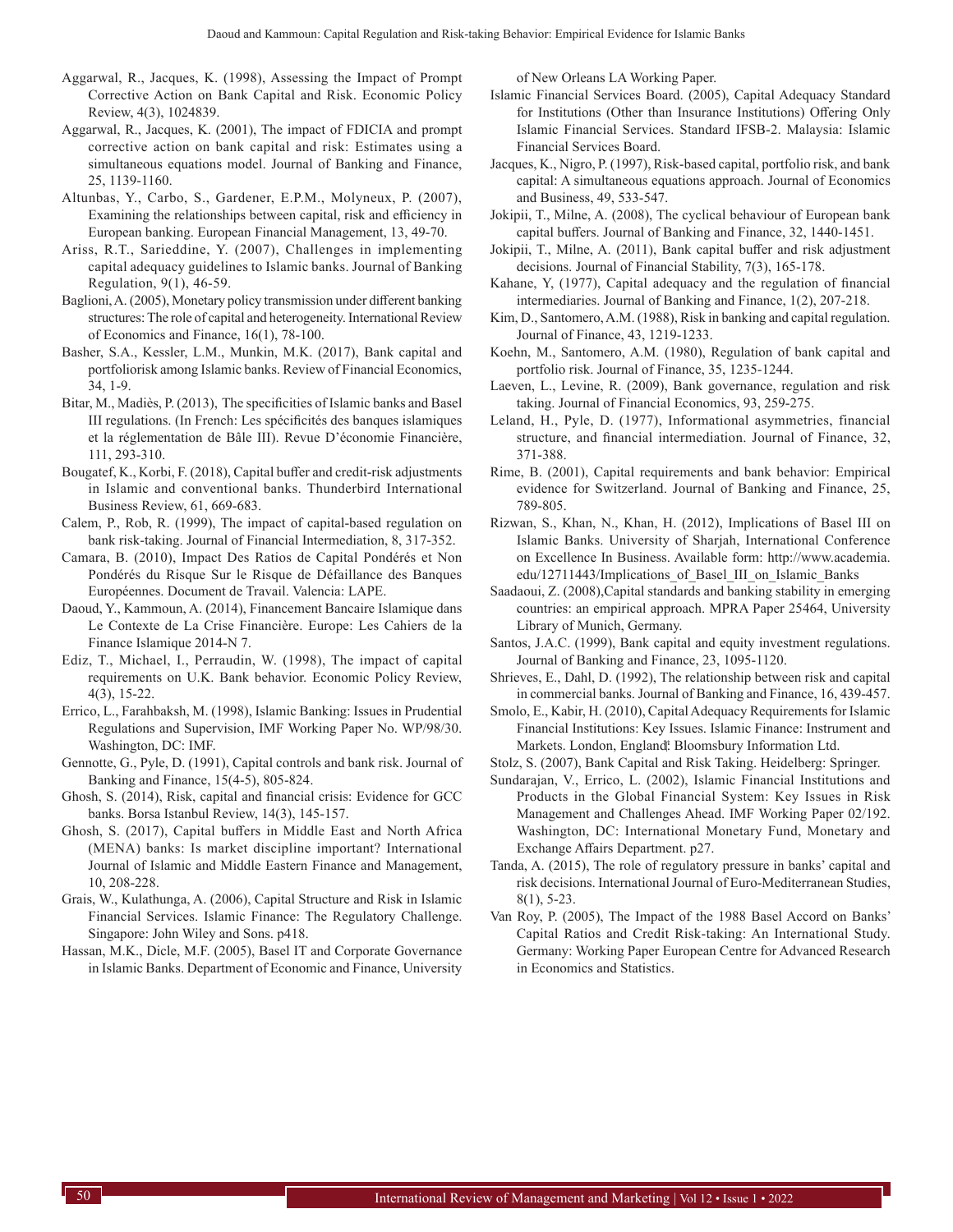Aggarwal, R., Jacques, K. (1998), Assessing the Impact of Prompt Corrective Action on Bank Capital and Risk. Economic Policy Review, 4(3), 1024839.

Aggarwal, R., Jacques, K. (2001), The impact of FDICIA and prompt corrective action on bank capital and risk: Estimates using a simultaneous equations model. Journal of Banking and Finance, 25, 1139-1160.

Altunbas, Y., Carbo, S., Gardener, E.P.M., Molyneux, P. (2007), Examining the relationships between capital, risk and efficiency in European banking. European Financial Management, 13, 49-70.

Ariss, R.T., Sarieddine, Y. (2007), Challenges in implementing capital adequacy guidelines to Islamic banks. Journal of Banking Regulation, 9(1), 46-59.

Baglioni, A. (2005), Monetary policy transmission under different banking structures: The role of capital and heterogeneity. International Review of Economics and Finance, 16(1), 78-100.

Basher, S.A., Kessler, L.M., Munkin, M.K. (2017), Bank capital and portfoliorisk among Islamic banks. Review of Financial Economics, 34, 1-9.

Bitar, M., Madiès, P. (2013), The specificities of Islamic banks and Basel III regulations. (In French: Les spécificités des banques islamiques et la réglementation de Bâle III). Revue D'économie Financière, 111, 293-310.

Bougatef, K., Korbi, F. (2018), Capital buffer and credit-risk adjustments in Islamic and conventional banks. Thunderbird International Business Review, 61, 669-683.

Calem, P., Rob, R. (1999), The impact of capital-based regulation on bank risk-taking. Journal of Financial Intermediation, 8, 317-352.

Camara, B. (2010), Impact Des Ratios de Capital Pondérés et Non Pondérés du Risque Sur le Risque de Défaillance des Banques Européennes. Document de Travail. Valencia: LAPE.

Daoud, Y., Kammoun, A. (2014), Financement Bancaire Islamique dans Le Contexte de La Crise Financière. Europe: Les Cahiers de la Finance Islamique 2014-N 7.

Ediz, T., Michael, I., Perraudin, W. (1998), The impact of capital requirements on U.K. Bank behavior. Economic Policy Review, 4(3), 15-22.

Errico, L., Farahbaksh, M. (1998), Islamic Banking: Issues in Prudential Regulations and Supervision, IMF Working Paper No. WP/98/30. Washington, DC: IMF.

Gennotte, G., Pyle, D. (1991), Capital controls and bank risk. Journal of Banking and Finance, 15(4-5), 805-824.

Ghosh, S. (2014), Risk, capital and financial crisis: Evidence for GCC banks. Borsa Istanbul Review, 14(3), 145-157.

Ghosh, S. (2017), Capital buffers in Middle East and North Africa (MENA) banks: Is market discipline important? International Journal of Islamic and Middle Eastern Finance and Management, 10, 208-228.

Grais, W., Kulathunga, A. (2006), Capital Structure and Risk in Islamic Financial Services. Islamic Finance: The Regulatory Challenge. Singapore: John Wiley and Sons. p418.

Hassan, M.K., Dicle, M.F. (2005), Basel IT and Corporate Governance in Islamic Banks. Department of Economic and Finance, University of New Orleans LA Working Paper.

Islamic Financial Services Board. (2005), Capital Adequacy Standard for Institutions (Other than Insurance Institutions) Offering Only Islamic Financial Services. Standard IFSB-2. Malaysia: Islamic Financial Services Board.

Jacques, K., Nigro, P. (1997), Risk-based capital, portfolio risk, and bank capital: A simultaneous equations approach. Journal of Economics and Business, 49, 533-547.

Jokipii, T., Milne, A. (2008), The cyclical behaviour of European bank capital buffers. Journal of Banking and Finance, 32, 1440-1451.

Jokipii, T., Milne, A. (2011), Bank capital buffer and risk adjustment decisions. Journal of Financial Stability, 7(3), 165-178.

Kahane, Y, (1977), Capital adequacy and the regulation of financial intermediaries. Journal of Banking and Finance, 1(2), 207-218.

Kim, D., Santomero, A.M. (1988), Risk in banking and capital regulation. Journal of Finance, 43, 1219-1233.

Koehn, M., Santomero, A.M. (1980), Regulation of bank capital and portfolio risk. Journal of Finance, 35, 1235-1244.

Laeven, L., Levine, R. (2009), Bank governance, regulation and risk taking. Journal of Financial Economics, 93, 259-275.

Leland, H., Pyle, D. (1977), Informational asymmetries, financial structure, and financial intermediation. Journal of Finance, 32, 371-388.

Rime, B. (2001), Capital requirements and bank behavior: Empirical evidence for Switzerland. Journal of Banking and Finance, 25, 789-805.

Rizwan, S., Khan, N., Khan, H. (2012), Implications of Basel III on Islamic Banks. University of Sharjah, International Conference on Excellence In Business. Available form: http://www.academia.edu/12711443/Implications_of_Basel_III_on_Islamic_Banks

Saadaoui, Z. (2008),Capital standards and banking stability in emerging countries: an empirical approach. MPRA Paper 25464, University Library of Munich, Germany.

Santos, J.A.C. (1999), Bank capital and equity investment regulations. Journal of Banking and Finance, 23, 1095-1120.

Shrieves, E., Dahl, D. (1992), The relationship between risk and capital in commercial banks. Journal of Banking and Finance, 16, 439-457.

Smolo, E., Kabir, H. (2010), Capital Adequacy Requirements for Islamic Financial Institutions: Key Issues. Islamic Finance: Instrument and Markets. London, England: Bloomsbury Information Ltd.

Stolz, S. (2007), Bank Capital and Risk Taking. Heidelberg: Springer.

Sundarajan, V., Errico, L. (2002), Islamic Financial Institutions and Products in the Global Financial System: Key Issues in Risk Management and Challenges Ahead. IMF Working Paper 02/192. Washington, DC: International Monetary Fund, Monetary and Exchange Affairs Department. p27.

Tanda, A. (2015), The role of regulatory pressure in banks' capital and risk decisions. International Journal of Euro-Mediterranean Studies, 8(1), 5-23.

Van Roy, P. (2005), The Impact of the 1988 Basel Accord on Banks' Capital Ratios and Credit Risk-taking: An International Study. Germany: Working Paper European Centre for Advanced Research in Economics and Statistics.